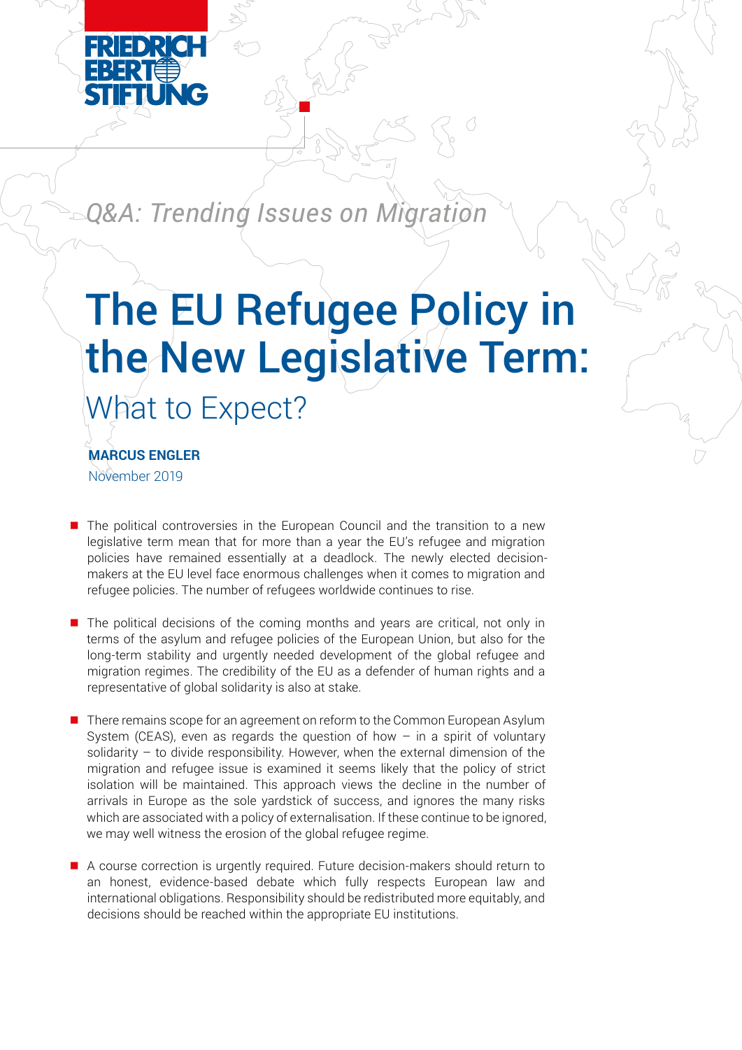FRIEDRICH EBERT STIFTUNG

*Q&A: Trending Issues on Migration*

# The EU Refugee Policy in the New Legislative Term:

## What to Expect?

**MARCUS ENGLER**

November 2019

- The political controversies in the European Council and the transition to a new legislative term mean that for more than a year the EU's refugee and migration policies have remained essentially at a deadlock. The newly elected decision-makers at the EU level face enormous challenges when it comes to migration and refugee policies. The number of refugees worldwide continues to rise.

- The political decisions of the coming months and years are critical, not only in terms of the asylum and refugee policies of the European Union, but also for the long-term stability and urgently needed development of the global refugee and migration regimes. The credibility of the EU as a defender of human rights and a representative of global solidarity is also at stake.

- There remains scope for an agreement on reform to the Common European Asylum System (CEAS), even as regards the question of how – in a spirit of voluntary solidarity – to divide responsibility. However, when the external dimension of the migration and refugee issue is examined it seems likely that the policy of strict isolation will be maintained. This approach views the decline in the number of arrivals in Europe as the sole yardstick of success, and ignores the many risks which are associated with a policy of externalisation. If these continue to be ignored, we may well witness the erosion of the global refugee regime.

- A course correction is urgently required. Future decision-makers should return to an honest, evidence-based debate which fully respects European law and international obligations. Responsibility should be redistributed more equitably, and decisions should be reached within the appropriate EU institutions.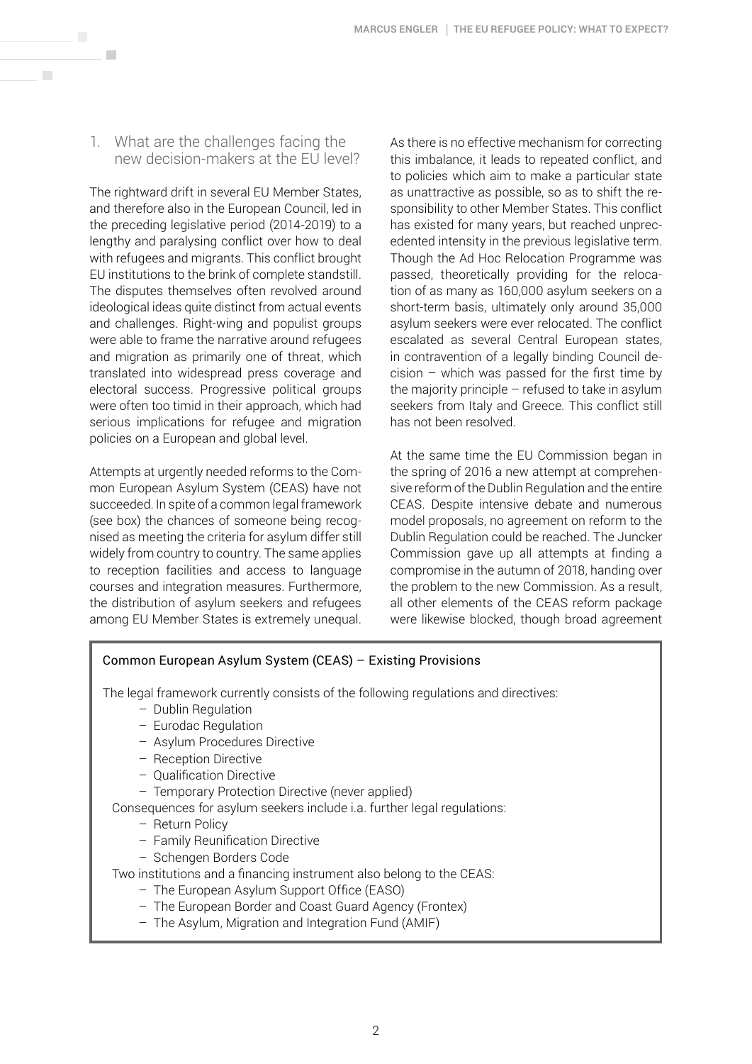## 1. What are the challenges facing the new decision-makers at the EU level?

The rightward drift in several EU Member States, and therefore also in the European Council, led in the preceding legislative period (2014-2019) to a lengthy and paralysing conflict over how to deal with refugees and migrants. This conflict brought EU institutions to the brink of complete standstill. The disputes themselves often revolved around ideological ideas quite distinct from actual events and challenges. Right-wing and populist groups were able to frame the narrative around refugees and migration as primarily one of threat, which translated into widespread press coverage and electoral success. Progressive political groups were often too timid in their approach, which had serious implications for refugee and migration policies on a European and global level.

Attempts at urgently needed reforms to the Common European Asylum System (CEAS) have not succeeded. In spite of a common legal framework (see box) the chances of someone being recognised as meeting the criteria for asylum differ still widely from country to country. The same applies to reception facilities and access to language courses and integration measures. Furthermore, the distribution of asylum seekers and refugees among EU Member States is extremely unequal. As there is no effective mechanism for correcting this imbalance, it leads to repeated conflict, and to policies which aim to make a particular state as unattractive as possible, so as to shift the responsibility to other Member States. This conflict has existed for many years, but reached unprecedented intensity in the previous legislative term. Though the Ad Hoc Relocation Programme was passed, theoretically providing for the relocation of as many as 160,000 asylum seekers on a short-term basis, ultimately only around 35,000 asylum seekers were ever relocated. The conflict escalated as several Central European states, in contravention of a legally binding Council decision – which was passed for the first time by the majority principle – refused to take in asylum seekers from Italy and Greece. This conflict still has not been resolved.

At the same time the EU Commission began in the spring of 2016 a new attempt at comprehensive reform of the Dublin Regulation and the entire CEAS. Despite intensive debate and numerous model proposals, no agreement on reform to the Dublin Regulation could be reached. The Juncker Commission gave up all attempts at finding a compromise in the autumn of 2018, handing over the problem to the new Commission. As a result, all other elements of the CEAS reform package were likewise blocked, though broad agreement

> **Common European Asylum System (CEAS) – Existing Provisions**
>
> The legal framework currently consists of the following regulations and directives:
> - Dublin Regulation
> - Eurodac Regulation
> - Asylum Procedures Directive
> - Reception Directive
> - Qualification Directive
> - Temporary Protection Directive (never applied)
>
> Consequences for asylum seekers include i.a. further legal regulations:
> - Return Policy
> - Family Reunification Directive
> - Schengen Borders Code
>
> Two institutions and a financing instrument also belong to the CEAS:
> - The European Asylum Support Office (EASO)
> - The European Border and Coast Guard Agency (Frontex)
> - The Asylum, Migration and Integration Fund (AMIF)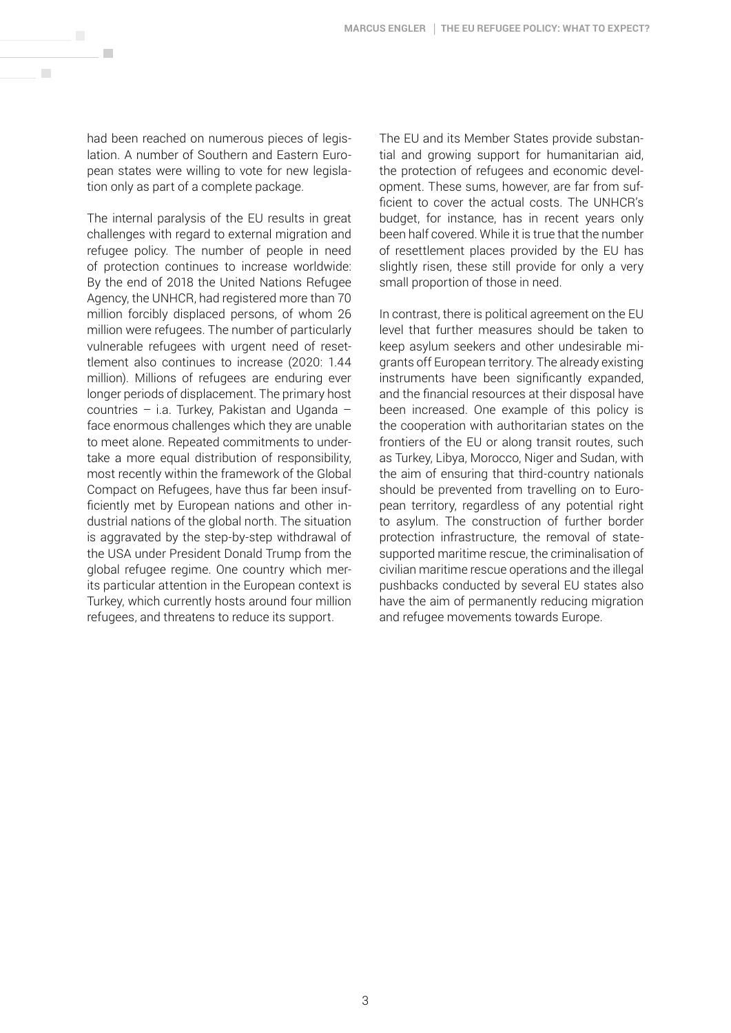had been reached on numerous pieces of legislation. A number of Southern and Eastern European states were willing to vote for new legislation only as part of a complete package.

The internal paralysis of the EU results in great challenges with regard to external migration and refugee policy. The number of people in need of protection continues to increase worldwide: By the end of 2018 the United Nations Refugee Agency, the UNHCR, had registered more than 70 million forcibly displaced persons, of whom 26 million were refugees. The number of particularly vulnerable refugees with urgent need of resettlement also continues to increase (2020: 1.44 million). Millions of refugees are enduring ever longer periods of displacement. The primary host countries – i.a. Turkey, Pakistan and Uganda – face enormous challenges which they are unable to meet alone. Repeated commitments to undertake a more equal distribution of responsibility, most recently within the framework of the Global Compact on Refugees, have thus far been insufficiently met by European nations and other industrial nations of the global north. The situation is aggravated by the step-by-step withdrawal of the USA under President Donald Trump from the global refugee regime. One country which merits particular attention in the European context is Turkey, which currently hosts around four million refugees, and threatens to reduce its support.

The EU and its Member States provide substantial and growing support for humanitarian aid, the protection of refugees and economic development. These sums, however, are far from sufficient to cover the actual costs. The UNHCR's budget, for instance, has in recent years only been half covered. While it is true that the number of resettlement places provided by the EU has slightly risen, these still provide for only a very small proportion of those in need.

In contrast, there is political agreement on the EU level that further measures should be taken to keep asylum seekers and other undesirable migrants off European territory. The already existing instruments have been significantly expanded, and the financial resources at their disposal have been increased. One example of this policy is the cooperation with authoritarian states on the frontiers of the EU or along transit routes, such as Turkey, Libya, Morocco, Niger and Sudan, with the aim of ensuring that third-country nationals should be prevented from travelling on to European territory, regardless of any potential right to asylum. The construction of further border protection infrastructure, the removal of state-supported maritime rescue, the criminalisation of civilian maritime rescue operations and the illegal pushbacks conducted by several EU states also have the aim of permanently reducing migration and refugee movements towards Europe.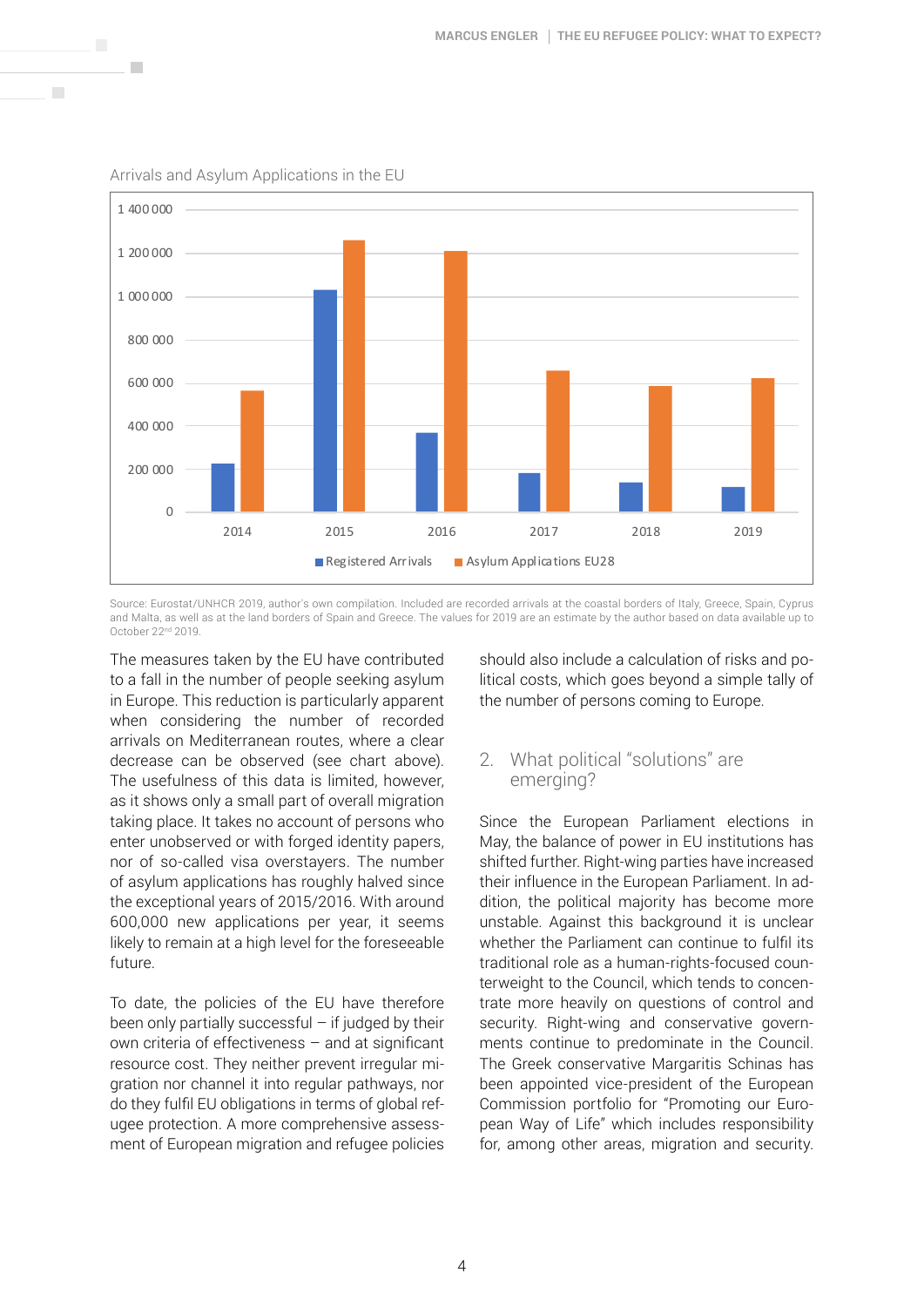Arrivals and Asylum Applications in the EU

Source: Eurostat/UNHCR 2019, author's own compilation. Included are recorded arrivals at the coastal borders of Italy, Greece, Spain, Cyprus and Malta, as well as at the land borders of Spain and Greece. The values for 2019 are an estimate by the author based on data available up to October 22nd 2019.

The measures taken by the EU have contributed to a fall in the number of people seeking asylum in Europe. This reduction is particularly apparent when considering the number of recorded arrivals on Mediterranean routes, where a clear decrease can be observed (see chart above). The usefulness of this data is limited, however, as it shows only a small part of overall migration taking place. It takes no account of persons who enter unobserved or with forged identity papers, nor of so-called visa overstayers. The number of asylum applications has roughly halved since the exceptional years of 2015/2016. With around 600,000 new applications per year, it seems likely to remain at a high level for the foreseeable future.

To date, the policies of the EU have therefore been only partially successful – if judged by their own criteria of effectiveness – and at significant resource cost. They neither prevent irregular migration nor channel it into regular pathways, nor do they fulfil EU obligations in terms of global refugee protection. A more comprehensive assessment of European migration and refugee policies should also include a calculation of risks and political costs, which goes beyond a simple tally of the number of persons coming to Europe.

## 2. What political "solutions" are emerging?

Since the European Parliament elections in May, the balance of power in EU institutions has shifted further. Right-wing parties have increased their influence in the European Parliament. In addition, the political majority has become more unstable. Against this background it is unclear whether the Parliament can continue to fulfil its traditional role as a human-rights-focused counterweight to the Council, which tends to concentrate more heavily on questions of control and security. Right-wing and conservative governments continue to predominate in the Council. The Greek conservative Margaritis Schinas has been appointed vice-president of the European Commission portfolio for "Promoting our European Way of Life" which includes responsibility for, among other areas, migration and security.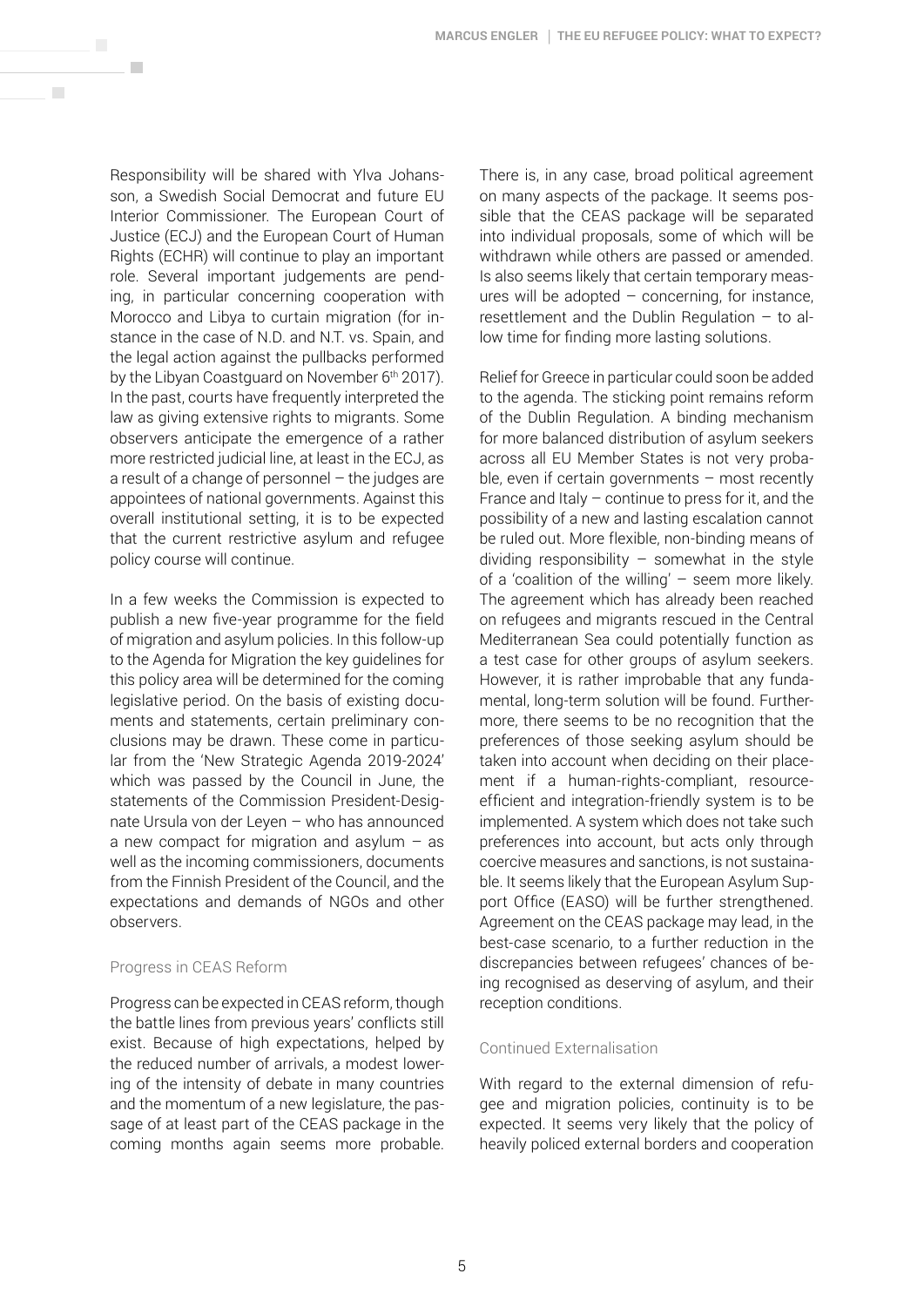Responsibility will be shared with Ylva Johansson, a Swedish Social Democrat and future EU Interior Commissioner. The European Court of Justice (ECJ) and the European Court of Human Rights (ECHR) will continue to play an important role. Several important judgements are pending, in particular concerning cooperation with Morocco and Libya to curtain migration (for instance in the case of N.D. and N.T. vs. Spain, and the legal action against the pullbacks performed by the Libyan Coastguard on November 6th 2017). In the past, courts have frequently interpreted the law as giving extensive rights to migrants. Some observers anticipate the emergence of a rather more restricted judicial line, at least in the ECJ, as a result of a change of personnel – the judges are appointees of national governments. Against this overall institutional setting, it is to be expected that the current restrictive asylum and refugee policy course will continue.

In a few weeks the Commission is expected to publish a new five-year programme for the field of migration and asylum policies. In this follow-up to the Agenda for Migration the key guidelines for this policy area will be determined for the coming legislative period. On the basis of existing documents and statements, certain preliminary conclusions may be drawn. These come in particular from the 'New Strategic Agenda 2019-2024' which was passed by the Council in June, the statements of the Commission President-Designate Ursula von der Leyen – who has announced a new compact for migration and asylum – as well as the incoming commissioners, documents from the Finnish President of the Council, and the expectations and demands of NGOs and other observers.

### Progress in CEAS Reform

Progress can be expected in CEAS reform, though the battle lines from previous years' conflicts still exist. Because of high expectations, helped by the reduced number of arrivals, a modest lowering of the intensity of debate in many countries and the momentum of a new legislature, the passage of at least part of the CEAS package in the coming months again seems more probable. There is, in any case, broad political agreement on many aspects of the package. It seems possible that the CEAS package will be separated into individual proposals, some of which will be withdrawn while others are passed or amended. Is also seems likely that certain temporary measures will be adopted – concerning, for instance, resettlement and the Dublin Regulation – to allow time for finding more lasting solutions.

Relief for Greece in particular could soon be added to the agenda. The sticking point remains reform of the Dublin Regulation. A binding mechanism for more balanced distribution of asylum seekers across all EU Member States is not very probable, even if certain governments – most recently France and Italy – continue to press for it, and the possibility of a new and lasting escalation cannot be ruled out. More flexible, non-binding means of dividing responsibility – somewhat in the style of a 'coalition of the willing' – seem more likely. The agreement which has already been reached on refugees and migrants rescued in the Central Mediterranean Sea could potentially function as a test case for other groups of asylum seekers. However, it is rather improbable that any fundamental, long-term solution will be found. Furthermore, there seems to be no recognition that the preferences of those seeking asylum should be taken into account when deciding on their placement if a human-rights-compliant, resource-efficient and integration-friendly system is to be implemented. A system which does not take such preferences into account, but acts only through coercive measures and sanctions, is not sustainable. It seems likely that the European Asylum Support Office (EASO) will be further strengthened. Agreement on the CEAS package may lead, in the best-case scenario, to a further reduction in the discrepancies between refugees' chances of being recognised as deserving of asylum, and their reception conditions.

### Continued Externalisation

With regard to the external dimension of refugee and migration policies, continuity is to be expected. It seems very likely that the policy of heavily policed external borders and cooperation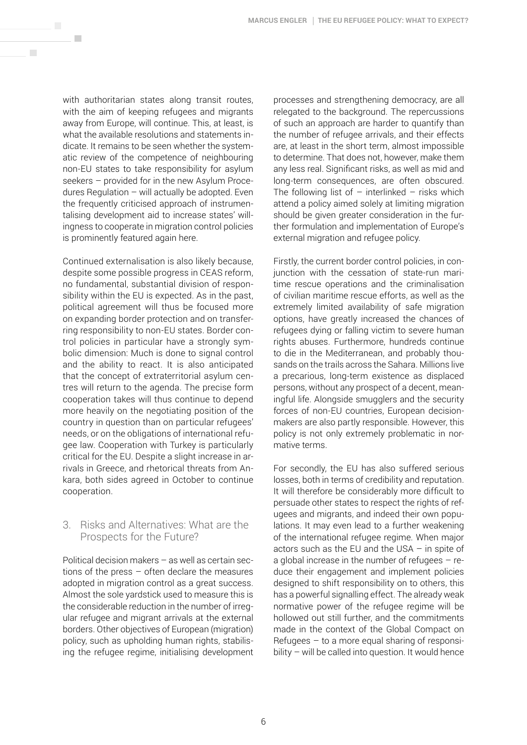with authoritarian states along transit routes, with the aim of keeping refugees and migrants away from Europe, will continue. This, at least, is what the available resolutions and statements indicate. It remains to be seen whether the systematic review of the competence of neighbouring non-EU states to take responsibility for asylum seekers – provided for in the new Asylum Procedures Regulation – will actually be adopted. Even the frequently criticised approach of instrumentalising development aid to increase states' willingness to cooperate in migration control policies is prominently featured again here.

Continued externalisation is also likely because, despite some possible progress in CEAS reform, no fundamental, substantial division of responsibility within the EU is expected. As in the past, political agreement will thus be focused more on expanding border protection and on transferring responsibility to non-EU states. Border control policies in particular have a strongly symbolic dimension: Much is done to signal control and the ability to react. It is also anticipated that the concept of extraterritorial asylum centres will return to the agenda. The precise form cooperation takes will thus continue to depend more heavily on the negotiating position of the country in question than on particular refugees' needs, or on the obligations of international refugee law. Cooperation with Turkey is particularly critical for the EU. Despite a slight increase in arrivals in Greece, and rhetorical threats from Ankara, both sides agreed in October to continue cooperation.

## 3. Risks and Alternatives: What are the Prospects for the Future?

Political decision makers – as well as certain sections of the press – often declare the measures adopted in migration control as a great success. Almost the sole yardstick used to measure this is the considerable reduction in the number of irregular refugee and migrant arrivals at the external borders. Other objectives of European (migration) policy, such as upholding human rights, stabilising the refugee regime, initialising development processes and strengthening democracy, are all relegated to the background. The repercussions of such an approach are harder to quantify than the number of refugee arrivals, and their effects are, at least in the short term, almost impossible to determine. That does not, however, make them any less real. Significant risks, as well as mid and long-term consequences, are often obscured. The following list of – interlinked – risks which attend a policy aimed solely at limiting migration should be given greater consideration in the further formulation and implementation of Europe's external migration and refugee policy.

Firstly, the current border control policies, in conjunction with the cessation of state-run maritime rescue operations and the criminalisation of civilian maritime rescue efforts, as well as the extremely limited availability of safe migration options, have greatly increased the chances of refugees dying or falling victim to severe human rights abuses. Furthermore, hundreds continue to die in the Mediterranean, and probably thousands on the trails across the Sahara. Millions live a precarious, long-term existence as displaced persons, without any prospect of a decent, meaningful life. Alongside smugglers and the security forces of non-EU countries, European decision-makers are also partly responsible. However, this policy is not only extremely problematic in normative terms.

For secondly, the EU has also suffered serious losses, both in terms of credibility and reputation. It will therefore be considerably more difficult to persuade other states to respect the rights of refugees and migrants, and indeed their own populations. It may even lead to a further weakening of the international refugee regime. When major actors such as the EU and the USA – in spite of a global increase in the number of refugees – reduce their engagement and implement policies designed to shift responsibility on to others, this has a powerful signalling effect. The already weak normative power of the refugee regime will be hollowed out still further, and the commitments made in the context of the Global Compact on Refugees – to a more equal sharing of responsibility – will be called into question. It would hence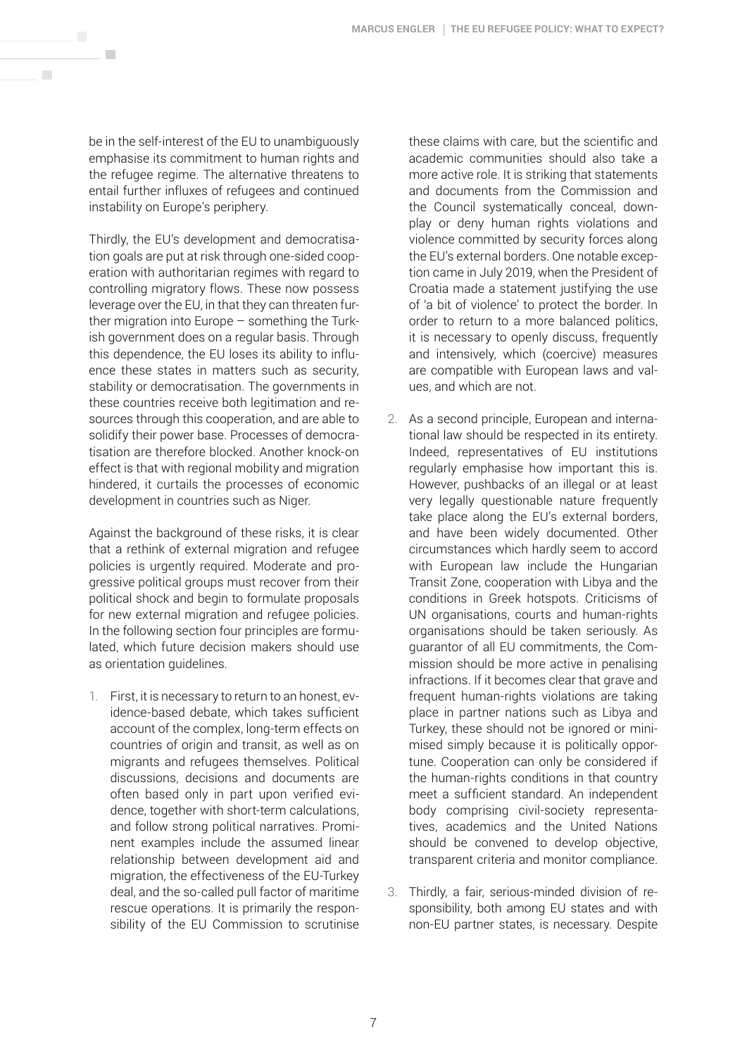be in the self-interest of the EU to unambiguously emphasise its commitment to human rights and the refugee regime. The alternative threatens to entail further influxes of refugees and continued instability on Europe's periphery.

Thirdly, the EU's development and democratisation goals are put at risk through one-sided cooperation with authoritarian regimes with regard to controlling migratory flows. These now possess leverage over the EU, in that they can threaten further migration into Europe – something the Turkish government does on a regular basis. Through this dependence, the EU loses its ability to influence these states in matters such as security, stability or democratisation. The governments in these countries receive both legitimation and resources through this cooperation, and are able to solidify their power base. Processes of democratisation are therefore blocked. Another knock-on effect is that with regional mobility and migration hindered, it curtails the processes of economic development in countries such as Niger.

Against the background of these risks, it is clear that a rethink of external migration and refugee policies is urgently required. Moderate and progressive political groups must recover from their political shock and begin to formulate proposals for new external migration and refugee policies. In the following section four principles are formulated, which future decision makers should use as orientation guidelines.

1. First, it is necessary to return to an honest, evidence-based debate, which takes sufficient account of the complex, long-term effects on countries of origin and transit, as well as on migrants and refugees themselves. Political discussions, decisions and documents are often based only in part upon verified evidence, together with short-term calculations, and follow strong political narratives. Prominent examples include the assumed linear relationship between development aid and migration, the effectiveness of the EU-Turkey deal, and the so-called pull factor of maritime rescue operations. It is primarily the responsibility of the EU Commission to scrutinise these claims with care, but the scientific and academic communities should also take a more active role. It is striking that statements and documents from the Commission and the Council systematically conceal, downplay or deny human rights violations and violence committed by security forces along the EU's external borders. One notable exception came in July 2019, when the President of Croatia made a statement justifying the use of 'a bit of violence' to protect the border. In order to return to a more balanced politics, it is necessary to openly discuss, frequently and intensively, which (coercive) measures are compatible with European laws and values, and which are not.

2. As a second principle, European and international law should be respected in its entirety. Indeed, representatives of EU institutions regularly emphasise how important this is. However, pushbacks of an illegal or at least very legally questionable nature frequently take place along the EU's external borders, and have been widely documented. Other circumstances which hardly seem to accord with European law include the Hungarian Transit Zone, cooperation with Libya and the conditions in Greek hotspots. Criticisms of UN organisations, courts and human-rights organisations should be taken seriously. As guarantor of all EU commitments, the Commission should be more active in penalising infractions. If it becomes clear that grave and frequent human-rights violations are taking place in partner nations such as Libya and Turkey, these should not be ignored or minimised simply because it is politically opportune. Cooperation can only be considered if the human-rights conditions in that country meet a sufficient standard. An independent body comprising civil-society representatives, academics and the United Nations should be convened to develop objective, transparent criteria and monitor compliance.

3. Thirdly, a fair, serious-minded division of responsibility, both among EU states and with non-EU partner states, is necessary. Despite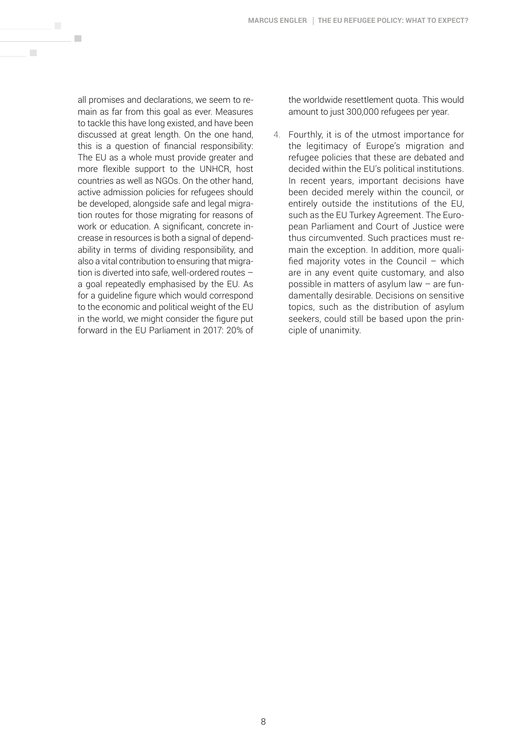all promises and declarations, we seem to remain as far from this goal as ever. Measures to tackle this have long existed, and have been discussed at great length. On the one hand, this is a question of financial responsibility: The EU as a whole must provide greater and more flexible support to the UNHCR, host countries as well as NGOs. On the other hand, active admission policies for refugees should be developed, alongside safe and legal migration routes for those migrating for reasons of work or education. A significant, concrete increase in resources is both a signal of dependability in terms of dividing responsibility, and also a vital contribution to ensuring that migration is diverted into safe, well-ordered routes – a goal repeatedly emphasised by the EU. As for a guideline figure which would correspond to the economic and political weight of the EU in the world, we might consider the figure put forward in the EU Parliament in 2017: 20% of the worldwide resettlement quota. This would amount to just 300,000 refugees per year.

4. Fourthly, it is of the utmost importance for the legitimacy of Europe's migration and refugee policies that these are debated and decided within the EU's political institutions. In recent years, important decisions have been decided merely within the council, or entirely outside the institutions of the EU, such as the EU Turkey Agreement. The European Parliament and Court of Justice were thus circumvented. Such practices must remain the exception. In addition, more qualified majority votes in the Council – which are in any event quite customary, and also possible in matters of asylum law – are fundamentally desirable. Decisions on sensitive topics, such as the distribution of asylum seekers, could still be based upon the principle of unanimity.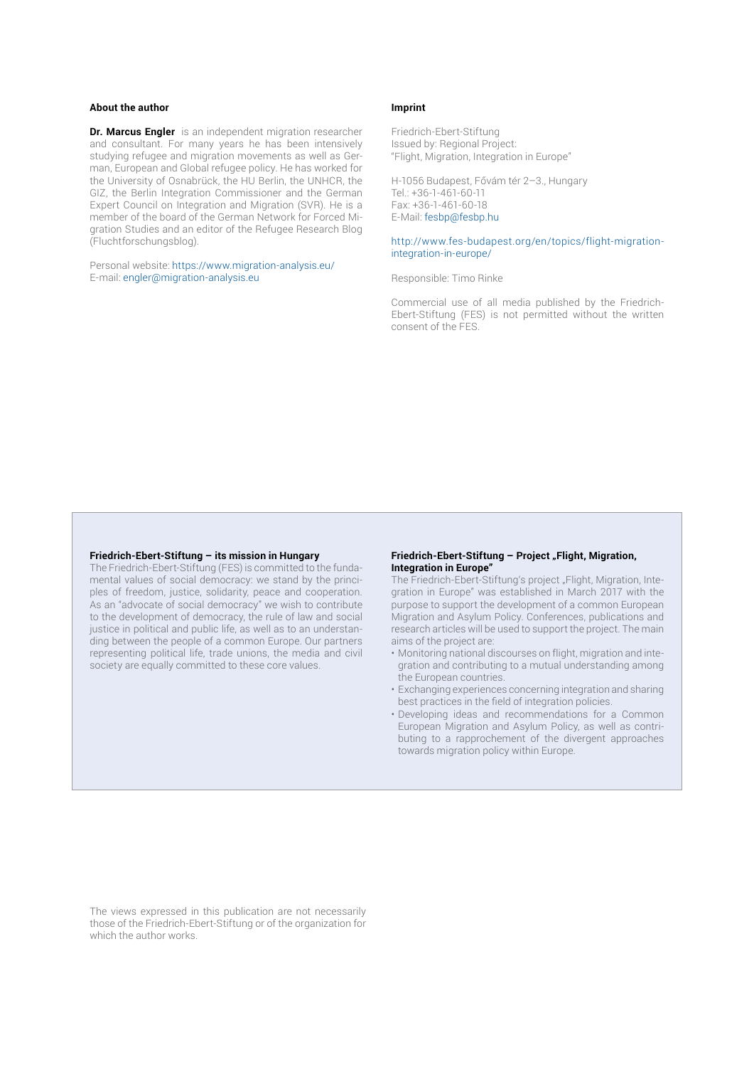### About the author

**Dr. Marcus Engler** is an independent migration researcher and consultant. For many years he has been intensively studying refugee and migration movements as well as German, European and Global refugee policy. He has worked for the University of Osnabrück, the HU Berlin, the UNHCR, the GIZ, the Berlin Integration Commissioner and the German Expert Council on Integration and Migration (SVR). He is a member of the board of the German Network for Forced Migration Studies and an editor of the Refugee Research Blog (Fluchtforschungsblog).

Personal website: https://www.migration-analysis.eu/
E-mail: engler@migration-analysis.eu

### Imprint

Friedrich-Ebert-Stiftung
Issued by: Regional Project:
"Flight, Migration, Integration in Europe"

H-1056 Budapest, Fővám tér 2–3., Hungary
Tel.: +36-1-461-60-11
Fax: +36-1-461-60-18
E-Mail: fesbp@fesbp.hu

http://www.fes-budapest.org/en/topics/flight-migration-integration-in-europe/

Responsible: Timo Rinke

Commercial use of all media published by the Friedrich-Ebert-Stiftung (FES) is not permitted without the written consent of the FES.

**Friedrich-Ebert-Stiftung – its mission in Hungary**

The Friedrich-Ebert-Stiftung (FES) is committed to the fundamental values of social democracy: we stand by the principles of freedom, justice, solidarity, peace and cooperation. As an "advocate of social democracy" we wish to contribute to the development of democracy, the rule of law and social justice in political and public life, as well as to an understanding between the people of a common Europe. Our partners representing political life, trade unions, the media and civil society are equally committed to these core values.

**Friedrich-Ebert-Stiftung – Project „Flight, Migration, Integration in Europe"**

The Friedrich-Ebert-Stiftung's project „Flight, Migration, Integration in Europe" was established in March 2017 with the purpose to support the development of a common European Migration and Asylum Policy. Conferences, publications and research articles will be used to support the project. The main aims of the project are:

- Monitoring national discourses on flight, migration and integration and contributing to a mutual understanding among the European countries.
- Exchanging experiences concerning integration and sharing best practices in the field of integration policies.
- Developing ideas and recommendations for a Common European Migration and Asylum Policy, as well as contributing to a rapprochement of the divergent approaches towards migration policy within Europe.

The views expressed in this publication are not necessarily those of the Friedrich-Ebert-Stiftung or of the organization for which the author works.